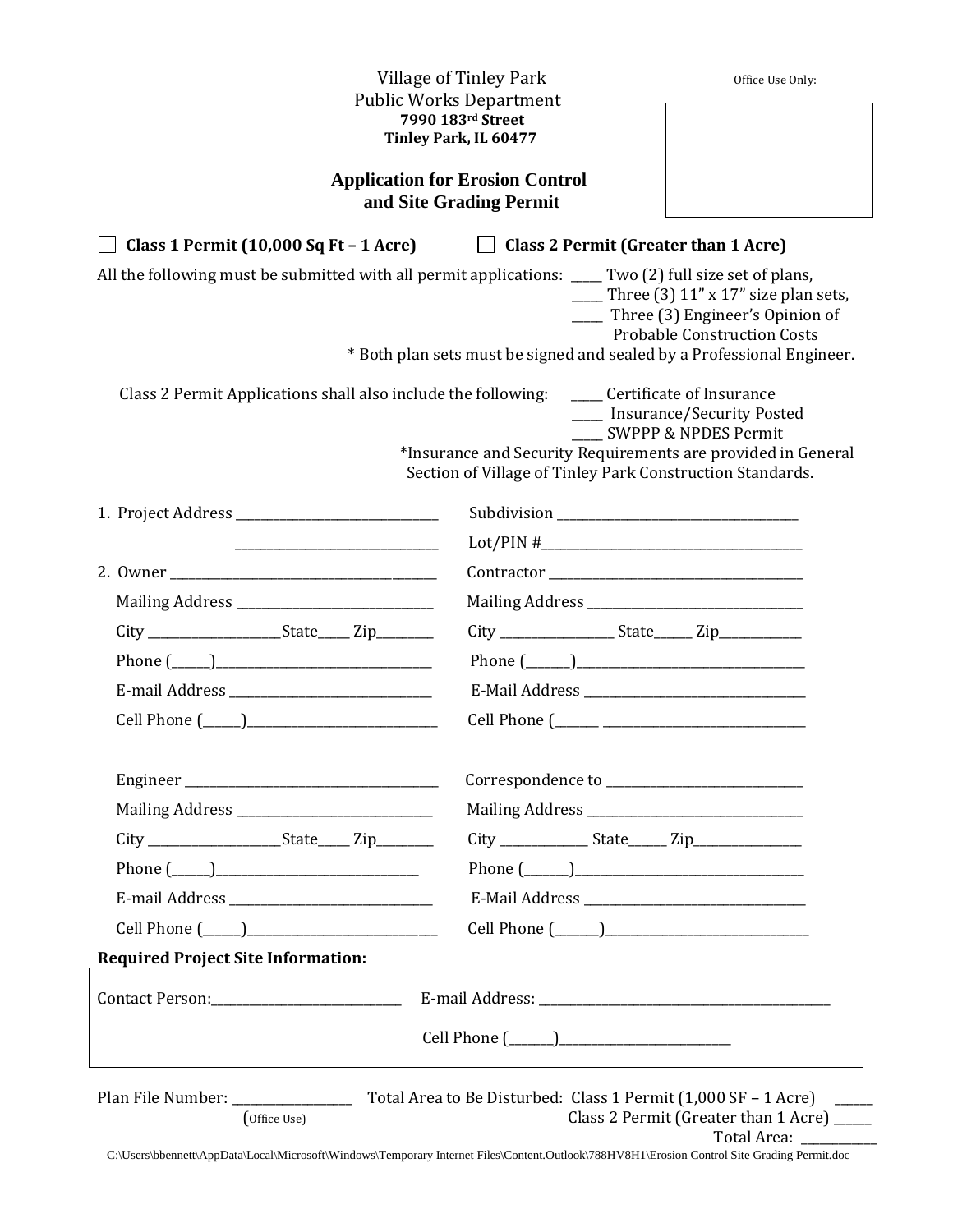Village of Tinley Park
Public Works Department
**7990 183rd Street**
**Tinley Park, IL 60477**

Office Use Only:

## Application for Erosion Control and Site Grading Permit

☐ **Class 1 Permit (10,000 Sq Ft – 1 Acre)** ☐ **Class 2 Permit (Greater than 1 Acre)**

All the following must be submitted with all permit applications:
- _____ Two (2) full size set of plans,
- _____ Three (3) 11" x 17" size plan sets,
- _____ Three (3) Engineer's Opinion of Probable Construction Costs

\* Both plan sets must be signed and sealed by a Professional Engineer.

Class 2 Permit Applications shall also include the following:
- _____ Certificate of Insurance
- _____ Insurance/Security Posted
- _____ SWPPP & NPDES Permit

\*Insurance and Security Requirements are provided in General Section of Village of Tinley Park Construction Standards.

1. Project Address ______________________________ Subdivision ____________________________________
   ______________________________ Lot/PIN #_______________________________________

2. Owner ________________________________________ Contractor ______________________________________
   Mailing Address ______________________________ Mailing Address _________________________________
   City ___________________State_____ Zip________ City _________________ State______ Zip____________
   Phone (______)________________________________ Phone (_______)___________________________________
   E-mail Address ______________________________ E-Mail Address ___________________________________
   Cell Phone (______)___________________________ Cell Phone (_______ _________________________________

   Engineer ______________________________________ Correspondence to ______________________________
   Mailing Address ______________________________ Mailing Address _________________________________
   City ___________________State_____ Zip________ City _____________ State______ Zip________________
   Phone (______)______________________________ Phone (_______)___________________________________
   E-mail Address ______________________________ E-Mail Address ___________________________________
   Cell Phone (______)___________________________ Cell Phone (_______)________________________________

**Required Project Site Information:**

Contact Person:_____________________________ E-mail Address: ______________________________________________

Cell Phone (_______)___________________________

Plan File Number: __________________ Total Area to Be Disturbed: Class 1 Permit (1,000 SF – 1 Acre) ______
(Office Use) Class 2 Permit (Greater than 1 Acre) ______
Total Area: ___________

C:\Users\bbennett\AppData\Local\Microsoft\Windows\Temporary Internet Files\Content.Outlook\788HV8H1\Erosion Control Site Grading Permit.doc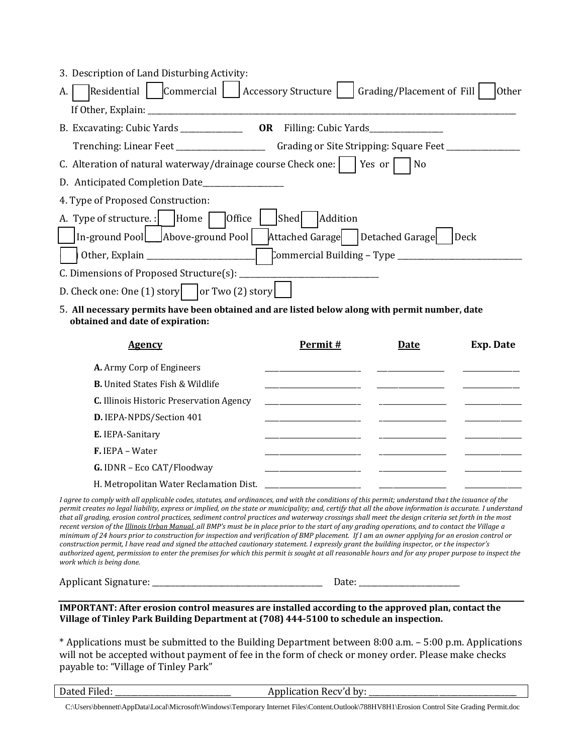3. Description of Land Disturbing Activity:

A. ☐ Residential ☐ Commercial ☐ Accessory Structure ☐ Grading/Placement of Fill ☐ Other

If Other, Explain: ____________________________________________________________________________________________

B. Excavating: Cubic Yards _______________ **OR** Filling: Cubic Yards__________________

Trenching: Linear Feet ______________________ Grading or Site Stripping: Square Feet __________________

C. Alteration of natural waterway/drainage course Check one: ☐ Yes or ☐ No

D. Anticipated Completion Date____________________

4. Type of Proposed Construction:

A. Type of structure. : ☐ Home ☐ Office ☐ Shed ☐ Addition

☐ In-ground Pool ☐ Above-ground Pool ☐ Attached Garage ☐ Detached Garage ☐ Deck

☐ Other, Explain ___________________________ ☐ Commercial Building – Type _______________________________

C. Dimensions of Proposed Structure(s): ____________________________________

D. Check one: One (1) story ☐ or Two (2) story ☐

5. **All necessary permits have been obtained and are listed below along with permit number, date obtained and date of expiration:**

| Agency | Permit # | Date | Exp. Date |
|---|---|---|---|
| **A.** Army Corp of Engineers | | | |
| **B.** United States Fish & Wildlife | | | |
| **C.** Illinois Historic Preservation Agency | | | |
| **D.** IEPA-NPDS/Section 401 | | | |
| **E.** IEPA-Sanitary | | | |
| **F.** IEPA – Water | | | |
| **G.** IDNR – Eco CAT/Floodway | | | |
| H. Metropolitan Water Reclamation Dist. | | | |

*I agree to comply with all applicable codes, statutes, and ordinances, and with the conditions of this permit; understand that the issuance of the permit creates no legal liability, express or implied, on the state or municipality; and, certify that all the above information is accurate. I understand that all grading, erosion control practices, sediment control practices and waterway crossings shall meet the design criteria set forth in the most recent version of the Illinois Urban Manual, all BMP's must be in place prior to the start of any grading operations, and to contact the Village a minimum of 24 hours prior to construction for inspection and verification of BMP placement. If I am an owner applying for an erosion control or construction permit, I have read and signed the attached cautionary statement. I expressly grant the building inspector, or the inspector's authorized agent, permission to enter the premises for which this permit is sought at all reasonable hours and for any proper purpose to inspect the work which is being done.*

Applicant Signature: ____________________________________________ Date: _________________________

**IMPORTANT: After erosion control measures are installed according to the approved plan, contact the Village of Tinley Park Building Department at (708) 444-5100 to schedule an inspection.**

* Applications must be submitted to the Building Department between 8:00 a.m. – 5:00 p.m. Applications will not be accepted without payment of fee in the form of check or money order. Please make checks payable to: "Village of Tinley Park"

Dated Filed: ______________________________ Application Recv'd by: ____________________________________

C:\Users\bbennett\AppData\Local\Microsoft\Windows\Temporary Internet Files\Content.Outlook\788HV8H1\Erosion Control Site Grading Permit.doc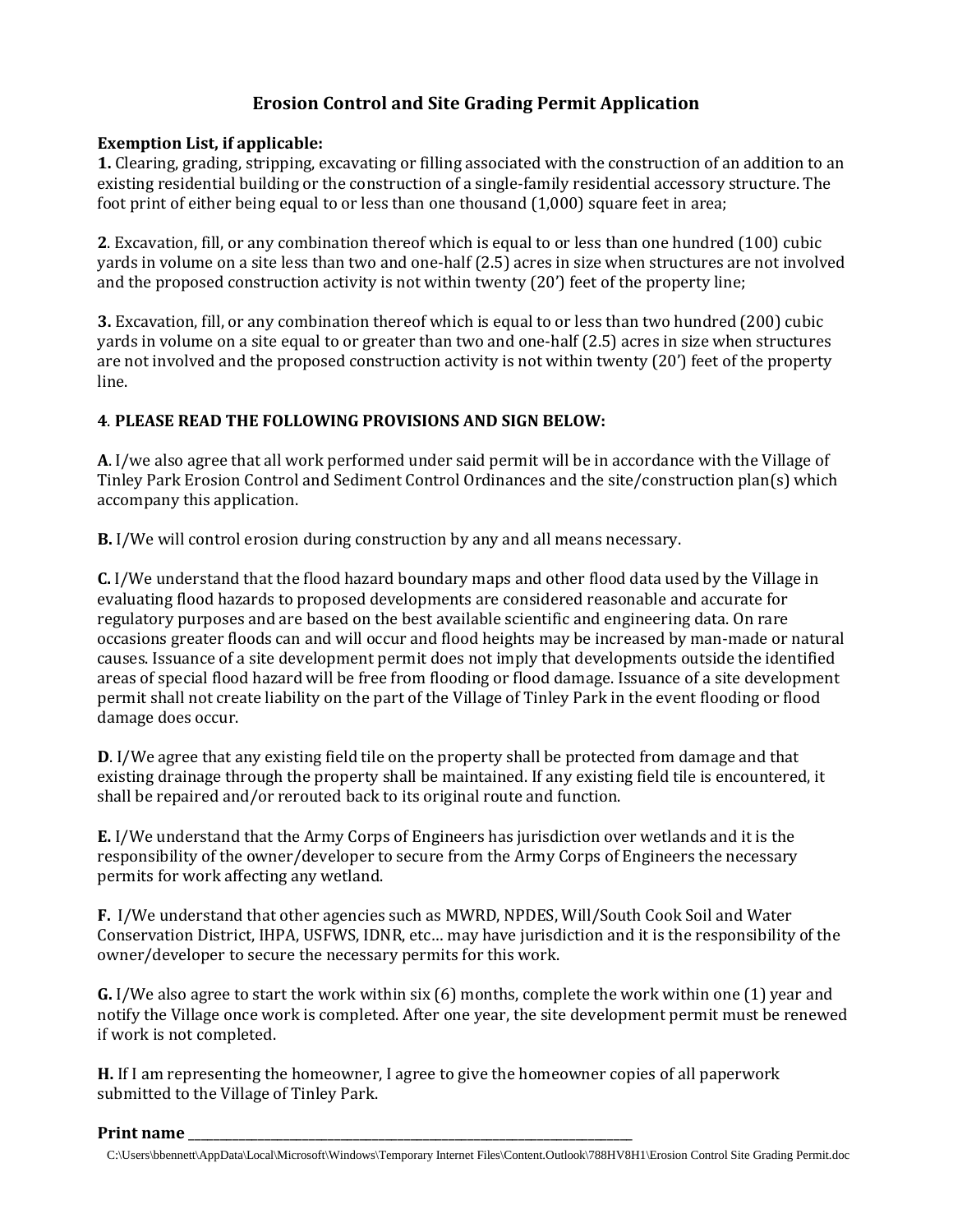# Erosion Control and Site Grading Permit Application

**Exemption List, if applicable:**

**1.** Clearing, grading, stripping, excavating or filling associated with the construction of an addition to an existing residential building or the construction of a single-family residential accessory structure. The foot print of either being equal to or less than one thousand (1,000) square feet in area;

**2**. Excavation, fill, or any combination thereof which is equal to or less than one hundred (100) cubic yards in volume on a site less than two and one-half (2.5) acres in size when structures are not involved and the proposed construction activity is not within twenty (20') feet of the property line;

**3.** Excavation, fill, or any combination thereof which is equal to or less than two hundred (200) cubic yards in volume on a site equal to or greater than two and one-half (2.5) acres in size when structures are not involved and the proposed construction activity is not within twenty (20') feet of the property line.

**4**. **PLEASE READ THE FOLLOWING PROVISIONS AND SIGN BELOW:**

**A**. I/we also agree that all work performed under said permit will be in accordance with the Village of Tinley Park Erosion Control and Sediment Control Ordinances and the site/construction plan(s) which accompany this application.

**B.** I/We will control erosion during construction by any and all means necessary.

**C.** I/We understand that the flood hazard boundary maps and other flood data used by the Village in evaluating flood hazards to proposed developments are considered reasonable and accurate for regulatory purposes and are based on the best available scientific and engineering data. On rare occasions greater floods can and will occur and flood heights may be increased by man-made or natural causes. Issuance of a site development permit does not imply that developments outside the identified areas of special flood hazard will be free from flooding or flood damage. Issuance of a site development permit shall not create liability on the part of the Village of Tinley Park in the event flooding or flood damage does occur.

**D**. I/We agree that any existing field tile on the property shall be protected from damage and that existing drainage through the property shall be maintained. If any existing field tile is encountered, it shall be repaired and/or rerouted back to its original route and function.

**E.** I/We understand that the Army Corps of Engineers has jurisdiction over wetlands and it is the responsibility of the owner/developer to secure from the Army Corps of Engineers the necessary permits for work affecting any wetland.

**F.** I/We understand that other agencies such as MWRD, NPDES, Will/South Cook Soil and Water Conservation District, IHPA, USFWS, IDNR, etc… may have jurisdiction and it is the responsibility of the owner/developer to secure the necessary permits for this work.

**G.** I/We also agree to start the work within six (6) months, complete the work within one (1) year and notify the Village once work is completed. After one year, the site development permit must be renewed if work is not completed.

**H.** If I am representing the homeowner, I agree to give the homeowner copies of all paperwork submitted to the Village of Tinley Park.

**Print name** ______________________________________________________________________

C:\Users\bbennett\AppData\Local\Microsoft\Windows\Temporary Internet Files\Content.Outlook\788HV8H1\Erosion Control Site Grading Permit.doc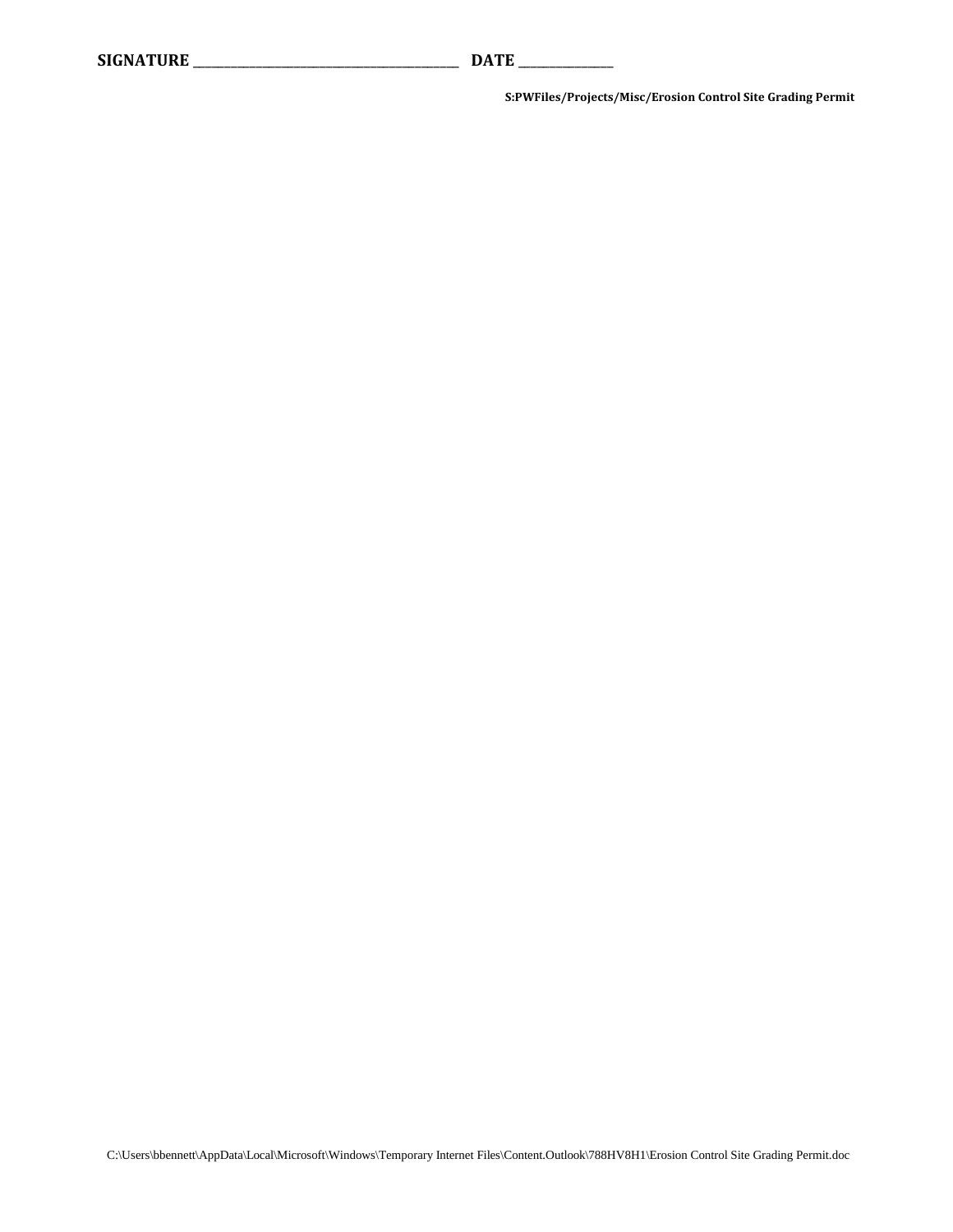**SIGNATURE** ___________________________________________ **DATE** _______________

**S:PWFiles/Projects/Misc/Erosion Control Site Grading Permit**

C:\Users\bbennett\AppData\Local\Microsoft\Windows\Temporary Internet Files\Content.Outlook\788HV8H1\Erosion Control Site Grading Permit.doc